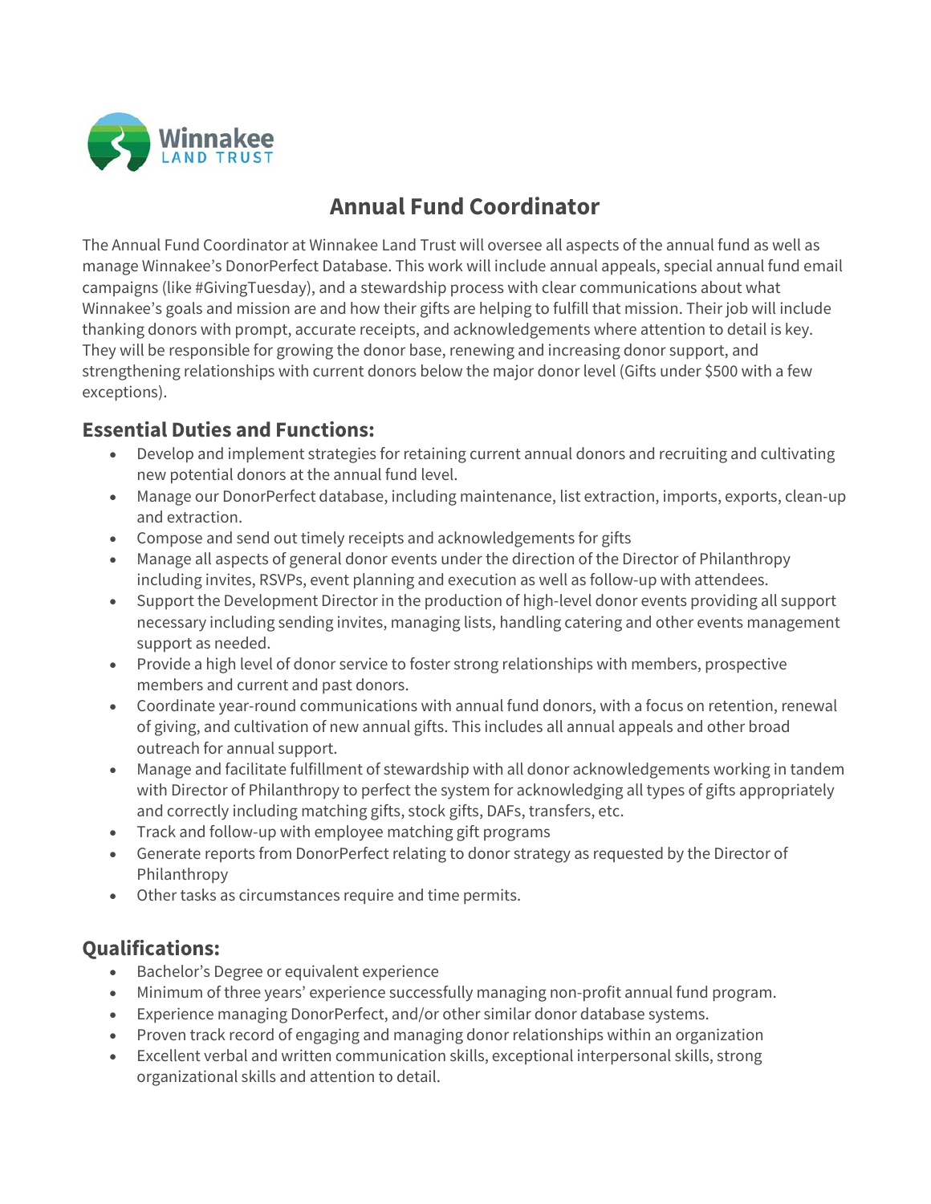Winnakee LAND TRUST

# Annual Fund Coordinator

The Annual Fund Coordinator at Winnakee Land Trust will oversee all aspects of the annual fund as well as manage Winnakee's DonorPerfect Database. This work will include annual appeals, special annual fund email campaigns (like #GivingTuesday), and a stewardship process with clear communications about what Winnakee's goals and mission are and how their gifts are helping to fulfill that mission. Their job will include thanking donors with prompt, accurate receipts, and acknowledgements where attention to detail is key. They will be responsible for growing the donor base, renewing and increasing donor support, and strengthening relationships with current donors below the major donor level (Gifts under $500 with a few exceptions).

## Essential Duties and Functions:

- Develop and implement strategies for retaining current annual donors and recruiting and cultivating new potential donors at the annual fund level.
- Manage our DonorPerfect database, including maintenance, list extraction, imports, exports, clean-up and extraction.
- Compose and send out timely receipts and acknowledgements for gifts
- Manage all aspects of general donor events under the direction of the Director of Philanthropy including invites, RSVPs, event planning and execution as well as follow-up with attendees.
- Support the Development Director in the production of high-level donor events providing all support necessary including sending invites, managing lists, handling catering and other events management support as needed.
- Provide a high level of donor service to foster strong relationships with members, prospective members and current and past donors.
- Coordinate year-round communications with annual fund donors, with a focus on retention, renewal of giving, and cultivation of new annual gifts. This includes all annual appeals and other broad outreach for annual support.
- Manage and facilitate fulfillment of stewardship with all donor acknowledgements working in tandem with Director of Philanthropy to perfect the system for acknowledging all types of gifts appropriately and correctly including matching gifts, stock gifts, DAFs, transfers, etc.
- Track and follow-up with employee matching gift programs
- Generate reports from DonorPerfect relating to donor strategy as requested by the Director of Philanthropy
- Other tasks as circumstances require and time permits.

## Qualifications:

- Bachelor's Degree or equivalent experience
- Minimum of three years' experience successfully managing non-profit annual fund program.
- Experience managing DonorPerfect, and/or other similar donor database systems.
- Proven track record of engaging and managing donor relationships within an organization
- Excellent verbal and written communication skills, exceptional interpersonal skills, strong organizational skills and attention to detail.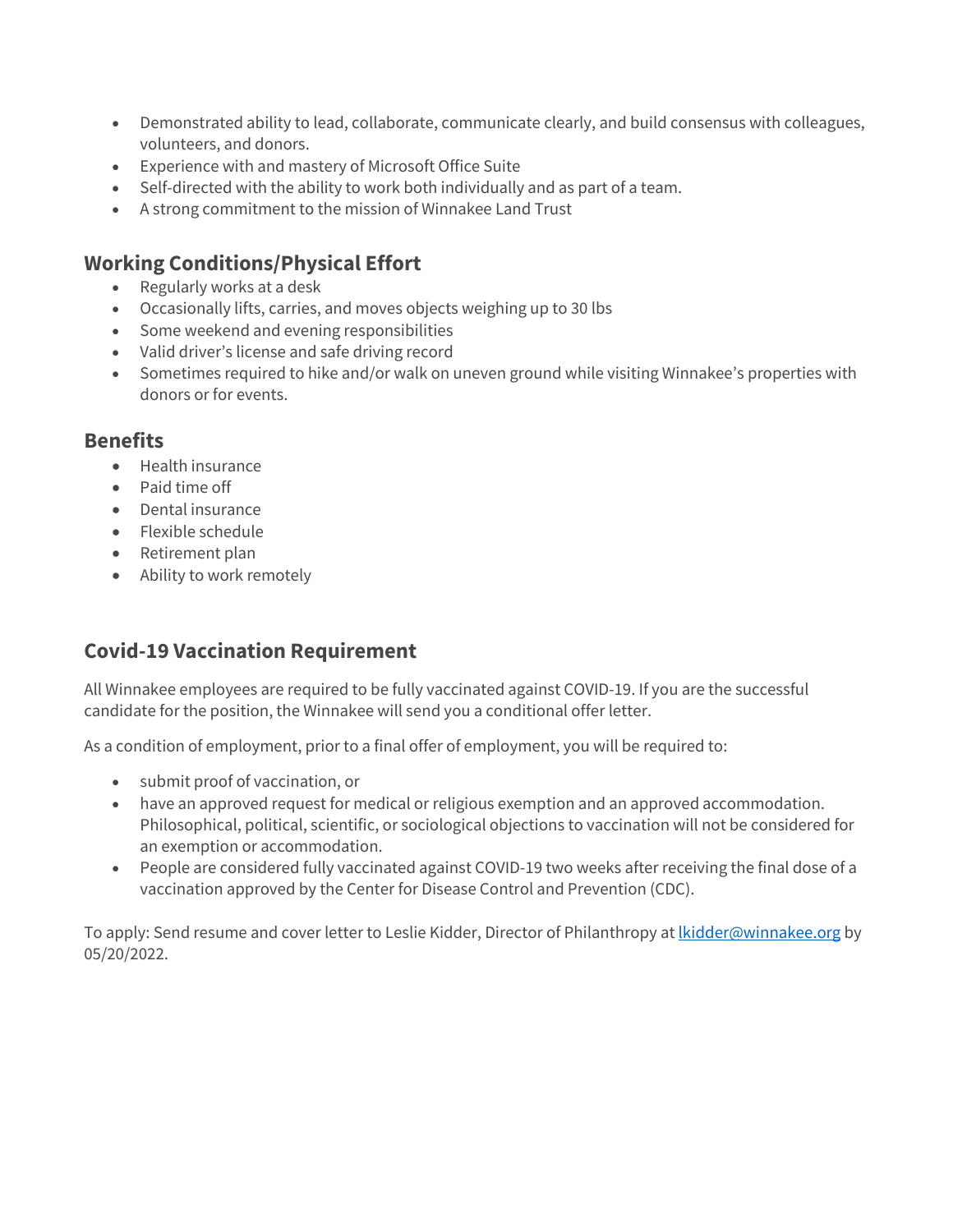- Demonstrated ability to lead, collaborate, communicate clearly, and build consensus with colleagues, volunteers, and donors.
- Experience with and mastery of Microsoft Office Suite
- Self-directed with the ability to work both individually and as part of a team.
- A strong commitment to the mission of Winnakee Land Trust

## Working Conditions/Physical Effort

- Regularly works at a desk
- Occasionally lifts, carries, and moves objects weighing up to 30 lbs
- Some weekend and evening responsibilities
- Valid driver's license and safe driving record
- Sometimes required to hike and/or walk on uneven ground while visiting Winnakee's properties with donors or for events.

## Benefits

- Health insurance
- Paid time off
- Dental insurance
- Flexible schedule
- Retirement plan
- Ability to work remotely

## Covid-19 Vaccination Requirement

All Winnakee employees are required to be fully vaccinated against COVID-19. If you are the successful candidate for the position, the Winnakee will send you a conditional offer letter.

As a condition of employment, prior to a final offer of employment, you will be required to:

- submit proof of vaccination, or
- have an approved request for medical or religious exemption and an approved accommodation. Philosophical, political, scientific, or sociological objections to vaccination will not be considered for an exemption or accommodation.
- People are considered fully vaccinated against COVID-19 two weeks after receiving the final dose of a vaccination approved by the Center for Disease Control and Prevention (CDC).

To apply: Send resume and cover letter to Leslie Kidder, Director of Philanthropy at lkidder@winnakee.org by 05/20/2022.